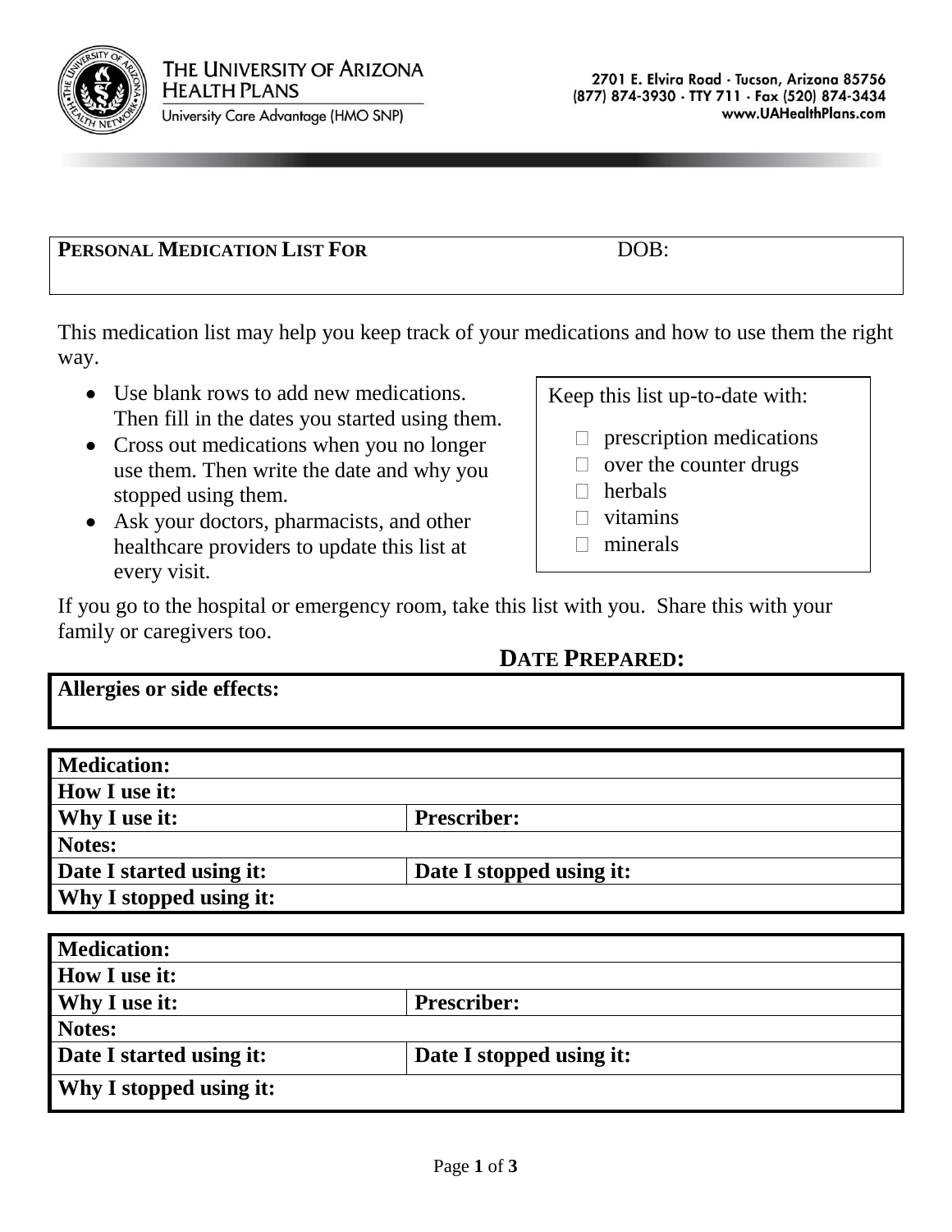THE UNIVERSITY OF ARIZONA HEALTH PLANS
University Care Advantage (HMO SNP)

2701 E. Elvira Road · Tucson, Arizona 85756
(877) 874-3930 · TTY 711 · Fax (520) 874-3434
www.UAHealthPlans.com

| **PERSONAL MEDICATION LIST FOR** | DOB: |
|---|---|

This medication list may help you keep track of your medications and how to use them the right way.

- Use blank rows to add new medications. Then fill in the dates you started using them.
- Cross out medications when you no longer use them. Then write the date and why you stopped using them.
- Ask your doctors, pharmacists, and other healthcare providers to update this list at every visit.

Keep this list up-to-date with:

- ☐ prescription medications
- ☐ over the counter drugs
- ☐ herbals
- ☐ vitamins
- ☐ minerals

If you go to the hospital or emergency room, take this list with you. Share this with your family or caregivers too.

**DATE PREPARED:**

| **Allergies or side effects:** |
|---|

| **Medication:** | |
|---|---|
| **How I use it:** | |
| **Why I use it:** | **Prescriber:** |
| **Notes:** | |
| **Date I started using it:** | **Date I stopped using it:** |
| **Why I stopped using it:** | |

| **Medication:** | |
|---|---|
| **How I use it:** | |
| **Why I use it:** | **Prescriber:** |
| **Notes:** | |
| **Date I started using it:** | **Date I stopped using it:** |
| **Why I stopped using it:** | |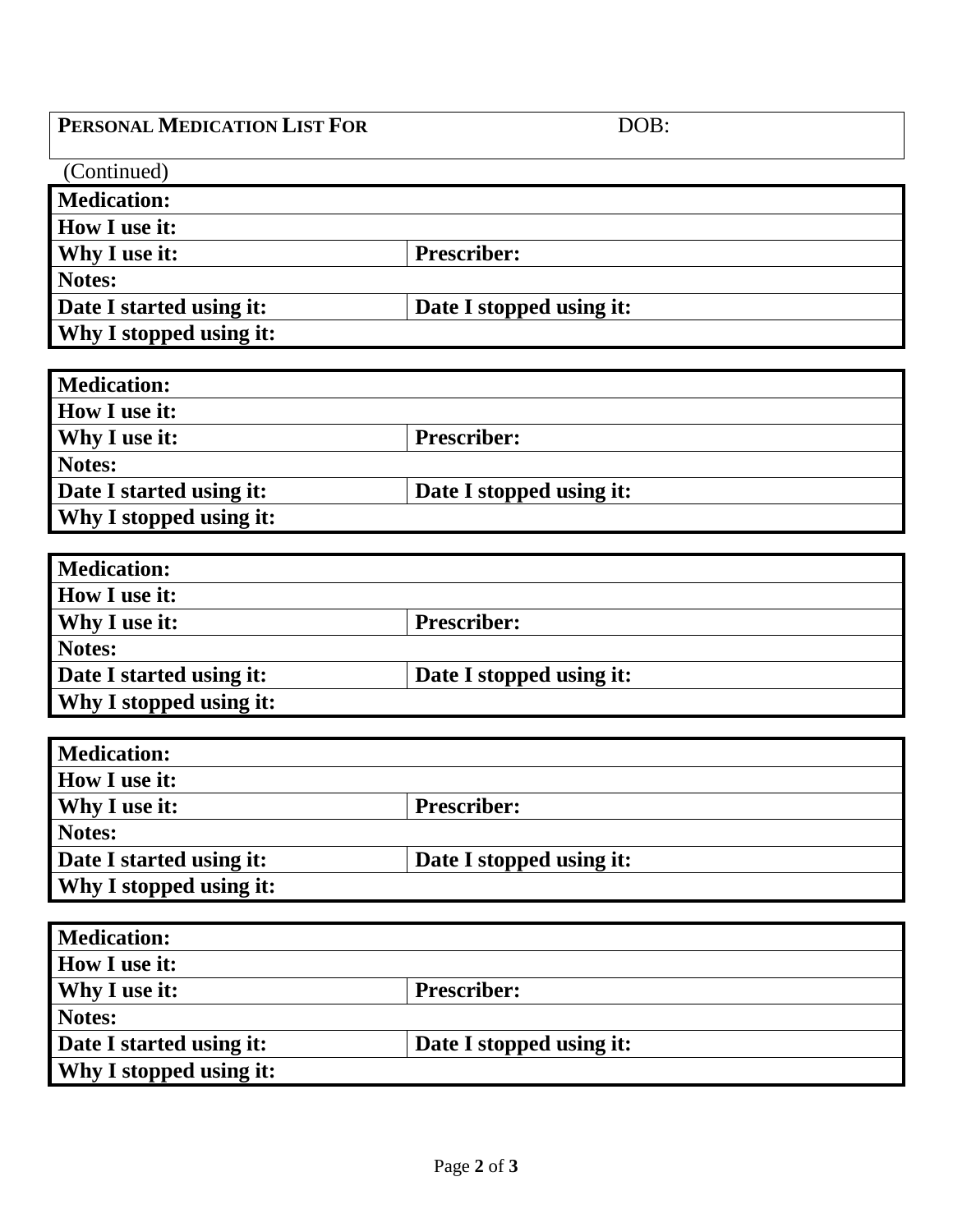| PERSONAL MEDICATION LIST FOR | DOB: |
|---|---|

(Continued)

| **Medication:** | |
|---|---|
| **How I use it:** | |
| **Why I use it:** | **Prescriber:** |
| **Notes:** | |
| **Date I started using it:** | **Date I stopped using it:** |
| **Why I stopped using it:** | |

| **Medication:** | |
|---|---|
| **How I use it:** | |
| **Why I use it:** | **Prescriber:** |
| **Notes:** | |
| **Date I started using it:** | **Date I stopped using it:** |
| **Why I stopped using it:** | |

| **Medication:** | |
|---|---|
| **How I use it:** | |
| **Why I use it:** | **Prescriber:** |
| **Notes:** | |
| **Date I started using it:** | **Date I stopped using it:** |
| **Why I stopped using it:** | |

| **Medication:** | |
|---|---|
| **How I use it:** | |
| **Why I use it:** | **Prescriber:** |
| **Notes:** | |
| **Date I started using it:** | **Date I stopped using it:** |
| **Why I stopped using it:** | |

| **Medication:** | |
|---|---|
| **How I use it:** | |
| **Why I use it:** | **Prescriber:** |
| **Notes:** | |
| **Date I started using it:** | **Date I stopped using it:** |
| **Why I stopped using it:** | |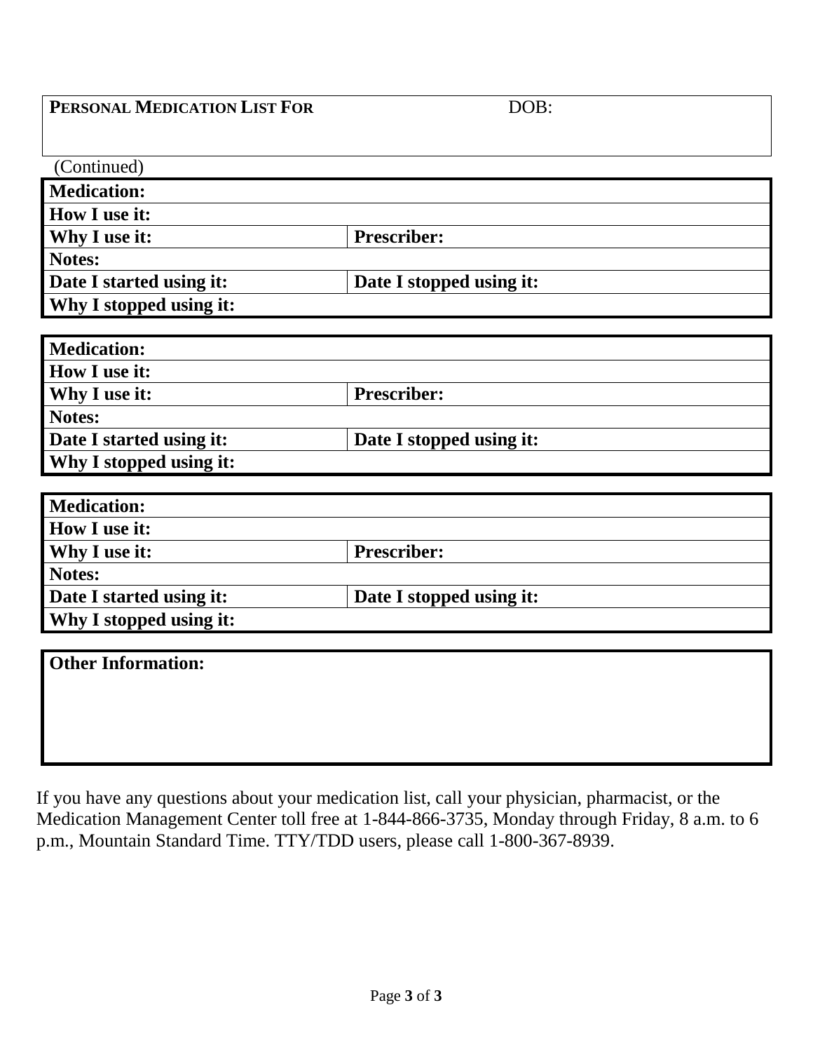| | |
|---|---|
| **PERSONAL MEDICATION LIST FOR** | DOB: |

(Continued)

| | |
|---|---|
| **Medication:** | |
| **How I use it:** | |
| **Why I use it:** | **Prescriber:** |
| **Notes:** | |
| **Date I started using it:** | **Date I stopped using it:** |
| **Why I stopped using it:** | |

| | |
|---|---|
| **Medication:** | |
| **How I use it:** | |
| **Why I use it:** | **Prescriber:** |
| **Notes:** | |
| **Date I started using it:** | **Date I stopped using it:** |
| **Why I stopped using it:** | |

| | |
|---|---|
| **Medication:** | |
| **How I use it:** | |
| **Why I use it:** | **Prescriber:** |
| **Notes:** | |
| **Date I started using it:** | **Date I stopped using it:** |
| **Why I stopped using it:** | |

| |
|---|
| **Other Information:** |

If you have any questions about your medication list, call your physician, pharmacist, or the Medication Management Center toll free at 1-844-866-3735, Monday through Friday, 8 a.m. to 6 p.m., Mountain Standard Time. TTY/TDD users, please call 1-800-367-8939.